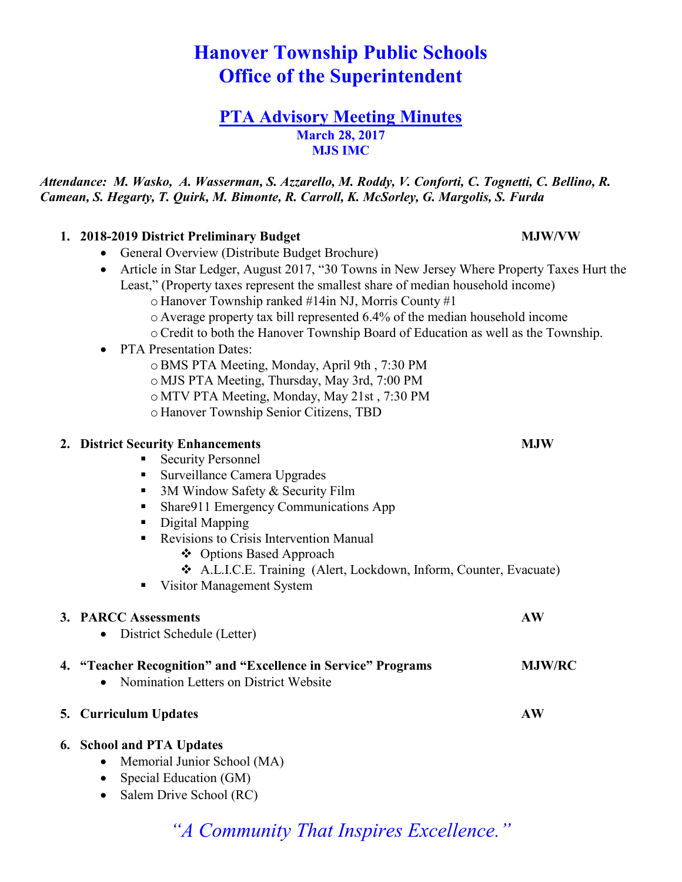# Hanover Township Public Schools
# Office of the Superintendent

## PTA Advisory Meeting Minutes

**March 28, 2017**
**MJS IMC**

***Attendance: M. Wasko, A. Wasserman, S. Azzarello, M. Roddy, V. Conforti, C. Tognetti, C. Bellino, R. Camean, S. Hegarty, T. Quirk, M. Bimonte, R. Carroll, K. McSorley, G. Margolis, S. Furda***

1. **2018-2019 District Preliminary Budget** — **MJW/VW**
   - General Overview (Distribute Budget Brochure)
   - Article in Star Ledger, August 2017, "30 Towns in New Jersey Where Property Taxes Hurt the Least," (Property taxes represent the smallest share of median household income)
     - Hanover Township ranked #14in NJ, Morris County #1
     - Average property tax bill represented 6.4% of the median household income
     - Credit to both the Hanover Township Board of Education as well as the Township.
   - PTA Presentation Dates:
     - BMS PTA Meeting, Monday, April 9th , 7:30 PM
     - MJS PTA Meeting, Thursday, May 3rd, 7:00 PM
     - MTV PTA Meeting, Monday, May 21st , 7:30 PM
     - Hanover Township Senior Citizens, TBD

2. **District Security Enhancements** — **MJW**
   - Security Personnel
   - Surveillance Camera Upgrades
   - 3M Window Safety & Security Film
   - Share911 Emergency Communications App
   - Digital Mapping
   - Revisions to Crisis Intervention Manual
     - Options Based Approach
     - A.L.I.C.E. Training (Alert, Lockdown, Inform, Counter, Evacuate)
   - Visitor Management System

3. **PARCC Assessments** — **AW**
   - District Schedule (Letter)

4. **"Teacher Recognition" and "Excellence in Service" Programs** — **MJW/RC**
   - Nomination Letters on District Website

5. **Curriculum Updates** — **AW**

6. **School and PTA Updates**
   - Memorial Junior School (MA)
   - Special Education (GM)
   - Salem Drive School (RC)

*"A Community That Inspires Excellence."*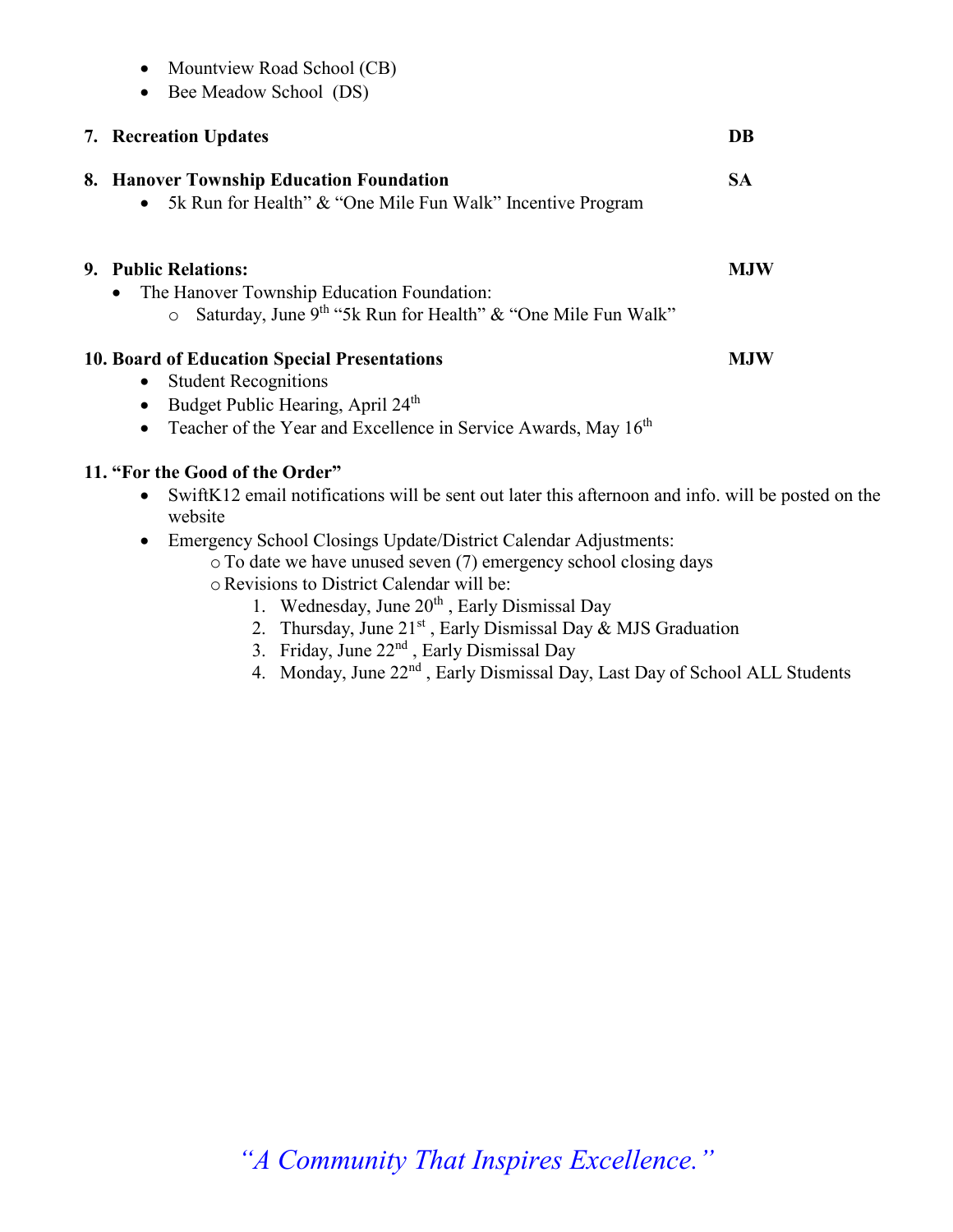- Mountview Road School (CB)
- Bee Meadow School (DS)

**7. Recreation Updates** **DB**

**8. Hanover Township Education Foundation** **SA**

- 5k Run for Health" & "One Mile Fun Walk" Incentive Program

**9. Public Relations:** **MJW**

- The Hanover Township Education Foundation:
  - Saturday, June 9th "5k Run for Health" & "One Mile Fun Walk"

**10. Board of Education Special Presentations** **MJW**

- Student Recognitions
- Budget Public Hearing, April 24th
- Teacher of the Year and Excellence in Service Awards, May 16th

**11. "For the Good of the Order"**

- SwiftK12 email notifications will be sent out later this afternoon and info. will be posted on the website
- Emergency School Closings Update/District Calendar Adjustments:
  - To date we have unused seven (7) emergency school closing days
  - Revisions to District Calendar will be:
    1. Wednesday, June 20th , Early Dismissal Day
    2. Thursday, June 21st , Early Dismissal Day & MJS Graduation
    3. Friday, June 22nd , Early Dismissal Day
    4. Monday, June 22nd , Early Dismissal Day, Last Day of School ALL Students

*"A Community That Inspires Excellence."*